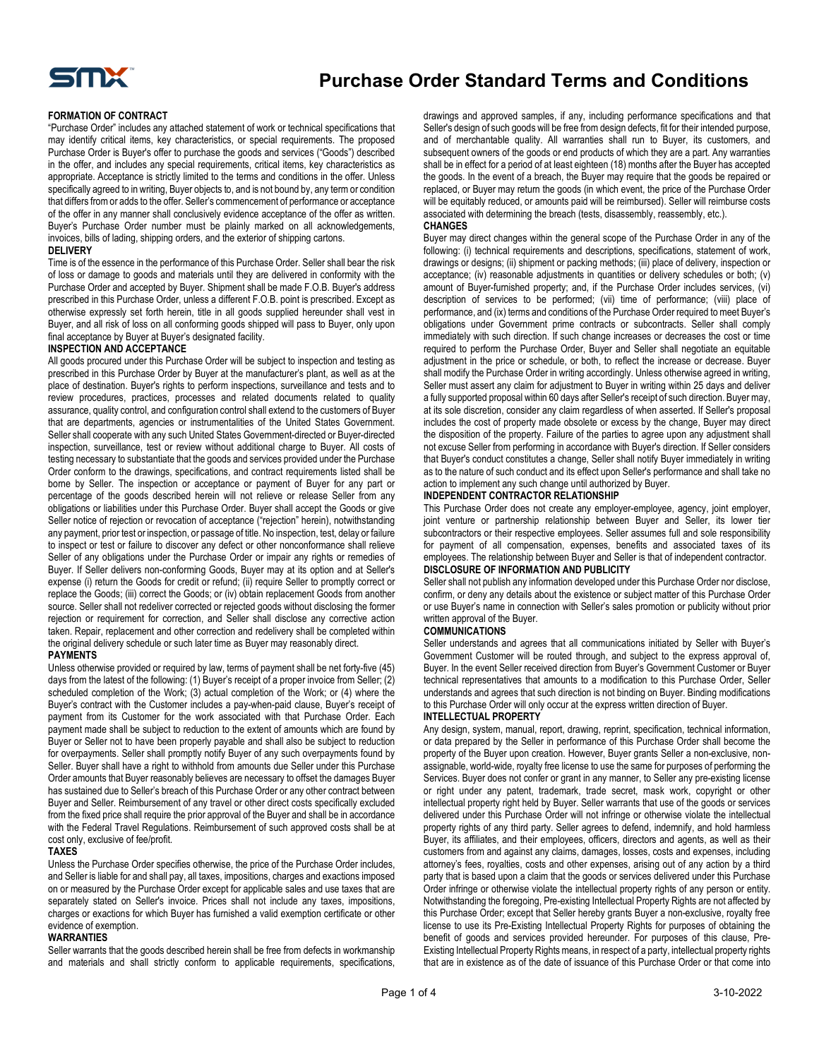# Purchase Order Standard Terms and Conditions

**FORMATION OF CONTRACT**

"Purchase Order" includes any attached statement of work or technical specifications that may identify critical items, key characteristics, or special requirements. The proposed Purchase Order is Buyer's offer to purchase the goods and services ("Goods") described in the offer, and includes any special requirements, critical items, key characteristics as appropriate. Acceptance is strictly limited to the terms and conditions in the offer. Unless specifically agreed to in writing, Buyer objects to, and is not bound by, any term or condition that differs from or adds to the offer. Seller's commencement of performance or acceptance of the offer in any manner shall conclusively evidence acceptance of the offer as written. Buyer's Purchase Order number must be plainly marked on all acknowledgements, invoices, bills of lading, shipping orders, and the exterior of shipping cartons.

**DELIVERY**

Time is of the essence in the performance of this Purchase Order. Seller shall bear the risk of loss or damage to goods and materials until they are delivered in conformity with the Purchase Order and accepted by Buyer. Shipment shall be made F.O.B. Buyer's address prescribed in this Purchase Order, unless a different F.O.B. point is prescribed. Except as otherwise expressly set forth herein, title in all goods supplied hereunder shall vest in Buyer, and all risk of loss on all conforming goods shipped will pass to Buyer, only upon final acceptance by Buyer at Buyer's designated facility.

**INSPECTION AND ACCEPTANCE**

All goods procured under this Purchase Order will be subject to inspection and testing as prescribed in this Purchase Order by Buyer at the manufacturer's plant, as well as at the place of destination. Buyer's rights to perform inspections, surveillance and tests and to review procedures, practices, processes and related documents related to quality assurance, quality control, and configuration control shall extend to the customers of Buyer that are departments, agencies or instrumentalities of the United States Government. Seller shall cooperate with any such United States Government-directed or Buyer-directed inspection, surveillance, test or review without additional charge to Buyer. All costs of testing necessary to substantiate that the goods and services provided under the Purchase Order conform to the drawings, specifications, and contract requirements listed shall be borne by Seller. The inspection or acceptance or payment of Buyer for any part or percentage of the goods described herein will not relieve or release Seller from any obligations or liabilities under this Purchase Order. Buyer shall accept the Goods or give Seller notice of rejection or revocation of acceptance ("rejection" herein), notwithstanding any payment, prior test or inspection, or passage of title. No inspection, test, delay or failure to inspect or test or failure to discover any defect or other nonconformance shall relieve Seller of any obligations under the Purchase Order or impair any rights or remedies of Buyer. If Seller delivers non-conforming Goods, Buyer may at its option and at Seller's expense (i) return the Goods for credit or refund; (ii) require Seller to promptly correct or replace the Goods; (iii) correct the Goods; or (iv) obtain replacement Goods from another source. Seller shall not redeliver corrected or rejected goods without disclosing the former rejection or requirement for correction, and Seller shall disclose any corrective action taken. Repair, replacement and other correction and redelivery shall be completed within the original delivery schedule or such later time as Buyer may reasonably direct.

**PAYMENTS**

Unless otherwise provided or required by law, terms of payment shall be net forty-five (45) days from the latest of the following: (1) Buyer's receipt of a proper invoice from Seller; (2) scheduled completion of the Work; (3) actual completion of the Work; or (4) where the Buyer's contract with the Customer includes a pay-when-paid clause, Buyer's receipt of payment from its Customer for the work associated with that Purchase Order. Each payment made shall be subject to reduction to the extent of amounts which are found by Buyer or Seller not to have been properly payable and shall also be subject to reduction for overpayments. Seller shall promptly notify Buyer of any such overpayments found by Seller. Buyer shall have a right to withhold from amounts due Seller under this Purchase Order amounts that Buyer reasonably believes are necessary to offset the damages Buyer has sustained due to Seller's breach of this Purchase Order or any other contract between Buyer and Seller. Reimbursement of any travel or other direct costs specifically excluded from the fixed price shall require the prior approval of the Buyer and shall be in accordance with the Federal Travel Regulations. Reimbursement of such approved costs shall be at cost only, exclusive of fee/profit.

**TAXES**

Unless the Purchase Order specifies otherwise, the price of the Purchase Order includes, and Seller is liable for and shall pay, all taxes, impositions, charges and exactions imposed on or measured by the Purchase Order except for applicable sales and use taxes that are separately stated on Seller's invoice. Prices shall not include any taxes, impositions, charges or exactions for which Buyer has furnished a valid exemption certificate or other evidence of exemption.

**WARRANTIES**

Seller warrants that the goods described herein shall be free from defects in workmanship and materials and shall strictly conform to applicable requirements, specifications, drawings and approved samples, if any, including performance specifications and that Seller's design of such goods will be free from design defects, fit for their intended purpose, and of merchantable quality. All warranties shall run to Buyer, its customers, and subsequent owners of the goods or end products of which they are a part. Any warranties shall be in effect for a period of at least eighteen (18) months after the Buyer has accepted the goods. In the event of a breach, the Buyer may require that the goods be repaired or replaced, or Buyer may return the goods (in which event, the price of the Purchase Order will be equitably reduced, or amounts paid will be reimbursed). Seller will reimburse costs associated with determining the breach (tests, disassembly, reassembly, etc.).

**CHANGES**

Buyer may direct changes within the general scope of the Purchase Order in any of the following: (i) technical requirements and descriptions, specifications, statement of work, drawings or designs; (ii) shipment or packing methods; (iii) place of delivery, inspection or acceptance; (iv) reasonable adjustments in quantities or delivery schedules or both; (v) amount of Buyer-furnished property; and, if the Purchase Order includes services, (vi) description of services to be performed; (vii) time of performance; (viii) place of performance, and (ix) terms and conditions of the Purchase Order required to meet Buyer's obligations under Government prime contracts or subcontracts. Seller shall comply immediately with such direction. If such change increases or decreases the cost or time required to perform the Purchase Order, Buyer and Seller shall negotiate an equitable adjustment in the price or schedule, or both, to reflect the increase or decrease. Buyer shall modify the Purchase Order in writing accordingly. Unless otherwise agreed in writing, Seller must assert any claim for adjustment to Buyer in writing within 25 days and deliver a fully supported proposal within 60 days after Seller's receipt of such direction. Buyer may, at its sole discretion, consider any claim regardless of when asserted. If Seller's proposal includes the cost of property made obsolete or excess by the change, Buyer may direct the disposition of the property. Failure of the parties to agree upon any adjustment shall not excuse Seller from performing in accordance with Buyer's direction. If Seller considers that Buyer's conduct constitutes a change, Seller shall notify Buyer immediately in writing as to the nature of such conduct and its effect upon Seller's performance and shall take no action to implement any such change until authorized by Buyer.

**INDEPENDENT CONTRACTOR RELATIONSHIP**

This Purchase Order does not create any employer-employee, agency, joint employer, joint venture or partnership relationship between Buyer and Seller, its lower tier subcontractors or their respective employees. Seller assumes full and sole responsibility for payment of all compensation, expenses, benefits and associated taxes of its employees. The relationship between Buyer and Seller is that of independent contractor.

**DISCLOSURE OF INFORMATION AND PUBLICITY**

Seller shall not publish any information developed under this Purchase Order nor disclose, confirm, or deny any details about the existence or subject matter of this Purchase Order or use Buyer's name in connection with Seller's sales promotion or publicity without prior written approval of the Buyer.

**COMMUNICATIONS**

Seller understands and agrees that all communications initiated by Seller with Buyer's Government Customer will be routed through, and subject to the express approval of, Buyer. In the event Seller received direction from Buyer's Government Customer or Buyer technical representatives that amounts to a modification to this Purchase Order, Seller understands and agrees that such direction is not binding on Buyer. Binding modifications to this Purchase Order will only occur at the express written direction of Buyer.

**INTELLECTUAL PROPERTY**

Any design, system, manual, report, drawing, reprint, specification, technical information, or data prepared by the Seller in performance of this Purchase Order shall become the property of the Buyer upon creation. However, Buyer grants Seller a non-exclusive, non-assignable, world-wide, royalty free license to use the same for purposes of performing the Services. Buyer does not confer or grant in any manner, to Seller any pre-existing license or right under any patent, trademark, trade secret, mask work, copyright or other intellectual property right held by Buyer. Seller warrants that use of the goods or services delivered under this Purchase Order will not infringe or otherwise violate the intellectual property rights of any third party. Seller agrees to defend, indemnify, and hold harmless Buyer, its affiliates, and their employees, officers, directors and agents, as well as their customers from and against any claims, damages, losses, costs and expenses, including attorney's fees, royalties, costs and other expenses, arising out of any action by a third party that is based upon a claim that the goods or services delivered under this Purchase Order infringe or otherwise violate the intellectual property rights of any person or entity. Notwithstanding the foregoing, Pre-existing Intellectual Property Rights are not affected by this Purchase Order; except that Seller hereby grants Buyer a non-exclusive, royalty free license to use its Pre-Existing Intellectual Property Rights for purposes of obtaining the benefit of goods and services provided hereunder. For purposes of this clause, Pre-Existing Intellectual Property Rights means, in respect of a party, intellectual property rights that are in existence as of the date of issuance of this Purchase Order or that come into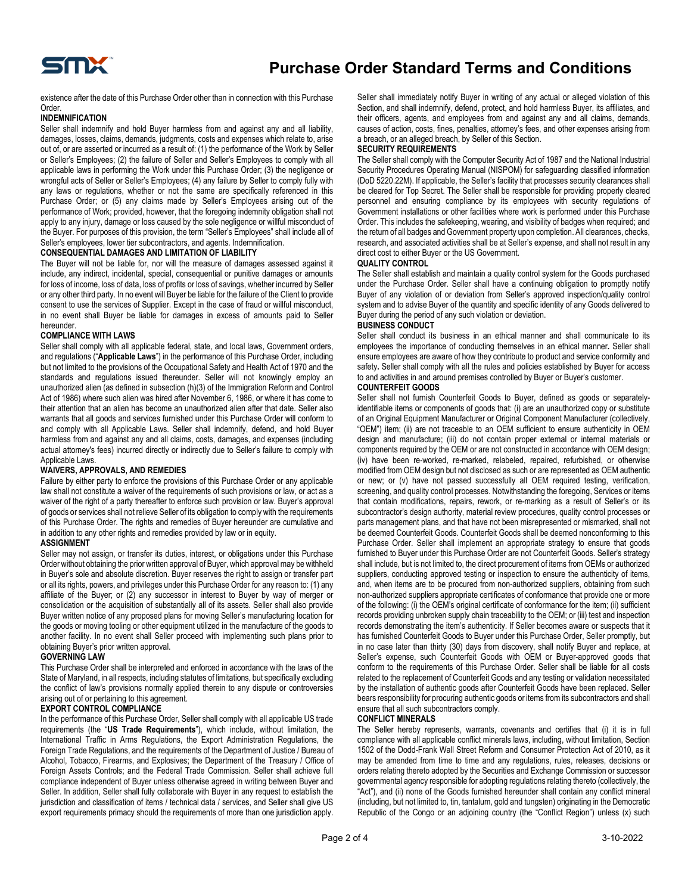existence after the date of this Purchase Order other than in connection with this Purchase Order.

**INDEMNIFICATION**

Seller shall indemnify and hold Buyer harmless from and against any and all liability, damages, losses, claims, demands, judgments, costs and expenses which relate to, arise out of, or are asserted or incurred as a result of: (1) the performance of the Work by Seller or Seller's Employees; (2) the failure of Seller and Seller's Employees to comply with all applicable laws in performing the Work under this Purchase Order; (3) the negligence or wrongful acts of Seller or Seller's Employees; (4) any failure by Seller to comply fully with any laws or regulations, whether or not the same are specifically referenced in this Purchase Order; or (5) any claims made by Seller's Employees arising out of the performance of Work; provided, however, that the foregoing indemnity obligation shall not apply to any injury, damage or loss caused by the sole negligence or willful misconduct of the Buyer. For purposes of this provision, the term "Seller's Employees" shall include all of Seller's employees, lower tier subcontractors, and agents. Indemnification.

**CONSEQUENTIAL DAMAGES AND LIMITATION OF LIABILITY**

The Buyer will not be liable for, nor will the measure of damages assessed against it include, any indirect, incidental, special, consequential or punitive damages or amounts for loss of income, loss of data, loss of profits or loss of savings, whether incurred by Seller or any other third party. In no event will Buyer be liable for the failure of the Client to provide consent to use the services of Supplier. Except in the case of fraud or willful misconduct, in no event shall Buyer be liable for damages in excess of amounts paid to Seller hereunder.

**COMPLIANCE WITH LAWS**

Seller shall comply with all applicable federal, state, and local laws, Government orders, and regulations ("**Applicable Laws**") in the performance of this Purchase Order, including but not limited to the provisions of the Occupational Safety and Health Act of 1970 and the standards and regulations issued thereunder. Seller will not knowingly employ an unauthorized alien (as defined in subsection (h)(3) of the Immigration Reform and Control Act of 1986) where such alien was hired after November 6, 1986, or where it has come to their attention that an alien has become an unauthorized alien after that date. Seller also warrants that all goods and services furnished under this Purchase Order will conform to and comply with all Applicable Laws. Seller shall indemnify, defend, and hold Buyer harmless from and against any and all claims, costs, damages, and expenses (including actual attorney's fees) incurred directly or indirectly due to Seller's failure to comply with Applicable Laws.

**WAIVERS, APPROVALS, AND REMEDIES**

Failure by either party to enforce the provisions of this Purchase Order or any applicable law shall not constitute a waiver of the requirements of such provisions or law, or act as a waiver of the right of a party thereafter to enforce such provision or law. Buyer's approval of goods or services shall not relieve Seller of its obligation to comply with the requirements of this Purchase Order. The rights and remedies of Buyer hereunder are cumulative and in addition to any other rights and remedies provided by law or in equity.

**ASSIGNMENT**

Seller may not assign, or transfer its duties, interest, or obligations under this Purchase Order without obtaining the prior written approval of Buyer, which approval may be withheld in Buyer's sole and absolute discretion. Buyer reserves the right to assign or transfer part or all its rights, powers, and privileges under this Purchase Order for any reason to: (1) any affiliate of the Buyer; or (2) any successor in interest to Buyer by way of merger or consolidation or the acquisition of substantially all of its assets. Seller shall also provide Buyer written notice of any proposed plans for moving Seller's manufacturing location for the goods or moving tooling or other equipment utilized in the manufacture of the goods to another facility. In no event shall Seller proceed with implementing such plans prior to obtaining Buyer's prior written approval.

**GOVERNING LAW**

This Purchase Order shall be interpreted and enforced in accordance with the laws of the State of Maryland, in all respects, including statutes of limitations, but specifically excluding the conflict of law's provisions normally applied therein to any dispute or controversies arising out of or pertaining to this agreement.

**EXPORT CONTROL COMPLIANCE**

In the performance of this Purchase Order, Seller shall comply with all applicable US trade requirements (the "**US Trade Requirements**"), which include, without limitation, the International Traffic in Arms Regulations, the Export Administration Regulations, the Foreign Trade Regulations, and the requirements of the Department of Justice / Bureau of Alcohol, Tobacco, Firearms, and Explosives; the Department of the Treasury / Office of Foreign Assets Controls; and the Federal Trade Commission. Seller shall achieve full compliance independent of Buyer unless otherwise agreed in writing between Buyer and Seller. In addition, Seller shall fully collaborate with Buyer in any request to establish the jurisdiction and classification of items / technical data / services, and Seller shall give US export requirements primacy should the requirements of more than one jurisdiction apply.

Seller shall immediately notify Buyer in writing of any actual or alleged violation of this Section, and shall indemnify, defend, protect, and hold harmless Buyer, its affiliates, and their officers, agents, and employees from and against any and all claims, demands, causes of action, costs, fines, penalties, attorney's fees, and other expenses arising from a breach, or an alleged breach, by Seller of this Section.

**SECURITY REQUIREMENTS**

The Seller shall comply with the Computer Security Act of 1987 and the National Industrial Security Procedures Operating Manual (NISPOM) for safeguarding classified information (DoD 5220.22M). If applicable, the Seller's facility that processes security clearances shall be cleared for Top Secret. The Seller shall be responsible for providing properly cleared personnel and ensuring compliance by its employees with security regulations of Government installations or other facilities where work is performed under this Purchase Order. This includes the safekeeping, wearing, and visibility of badges when required; and the return of all badges and Government property upon completion. All clearances, checks, research, and associated activities shall be at Seller's expense, and shall not result in any direct cost to either Buyer or the US Government.

**QUALITY CONTROL**

The Seller shall establish and maintain a quality control system for the Goods purchased under the Purchase Order. Seller shall have a continuing obligation to promptly notify Buyer of any violation of or deviation from Seller's approved inspection/quality control system and to advise Buyer of the quantity and specific identity of any Goods delivered to Buyer during the period of any such violation or deviation.

**BUSINESS CONDUCT**

Seller shall conduct its business in an ethical manner and shall communicate to its employees the importance of conducting themselves in an ethical manner**.** Seller shall ensure employees are aware of how they contribute to product and service conformity and safety**.** Seller shall comply with all the rules and policies established by Buyer for access to and activities in and around premises controlled by Buyer or Buyer's customer.

**COUNTERFEIT GOODS**

Seller shall not furnish Counterfeit Goods to Buyer, defined as goods or separately-identifiable items or components of goods that: (i) are an unauthorized copy or substitute of an Original Equipment Manufacturer or Original Component Manufacturer (collectively, "OEM") item; (ii) are not traceable to an OEM sufficient to ensure authenticity in OEM design and manufacture; (iii) do not contain proper external or internal materials or components required by the OEM or are not constructed in accordance with OEM design; (iv) have been re-worked, re-marked, relabeled, repaired, refurbished, or otherwise modified from OEM design but not disclosed as such or are represented as OEM authentic or new; or (v) have not passed successfully all OEM required testing, verification, screening, and quality control processes. Notwithstanding the foregoing, Services or items that contain modifications, repairs, rework, or re-marking as a result of Seller's or its subcontractor's design authority, material review procedures, quality control processes or parts management plans, and that have not been misrepresented or mismarked, shall not be deemed Counterfeit Goods. Counterfeit Goods shall be deemed nonconforming to this Purchase Order. Seller shall implement an appropriate strategy to ensure that goods furnished to Buyer under this Purchase Order are not Counterfeit Goods. Seller's strategy shall include, but is not limited to, the direct procurement of items from OEMs or authorized suppliers, conducting approved testing or inspection to ensure the authenticity of items, and, when items are to be procured from non-authorized suppliers, obtaining from such non-authorized suppliers appropriate certificates of conformance that provide one or more of the following: (i) the OEM's original certificate of conformance for the item; (ii) sufficient records providing unbroken supply chain traceability to the OEM; or (iii) test and inspection records demonstrating the item's authenticity. If Seller becomes aware or suspects that it has furnished Counterfeit Goods to Buyer under this Purchase Order, Seller promptly, but in no case later than thirty (30) days from discovery, shall notify Buyer and replace, at Seller's expense, such Counterfeit Goods with OEM or Buyer-approved goods that conform to the requirements of this Purchase Order. Seller shall be liable for all costs related to the replacement of Counterfeit Goods and any testing or validation necessitated by the installation of authentic goods after Counterfeit Goods have been replaced. Seller bears responsibility for procuring authentic goods or items from its subcontractors and shall ensure that all such subcontractors comply.

**CONFLICT MINERALS**

The Seller hereby represents, warrants, covenants and certifies that (i) it is in full compliance with all applicable conflict minerals laws, including, without limitation, Section 1502 of the Dodd-Frank Wall Street Reform and Consumer Protection Act of 2010, as it may be amended from time to time and any regulations, rules, releases, decisions or orders relating thereto adopted by the Securities and Exchange Commission or successor governmental agency responsible for adopting regulations relating thereto (collectively, the "Act"), and (ii) none of the Goods furnished hereunder shall contain any conflict mineral (including, but not limited to, tin, tantalum, gold and tungsten) originating in the Democratic Republic of the Congo or an adjoining country (the "Conflict Region") unless (x) such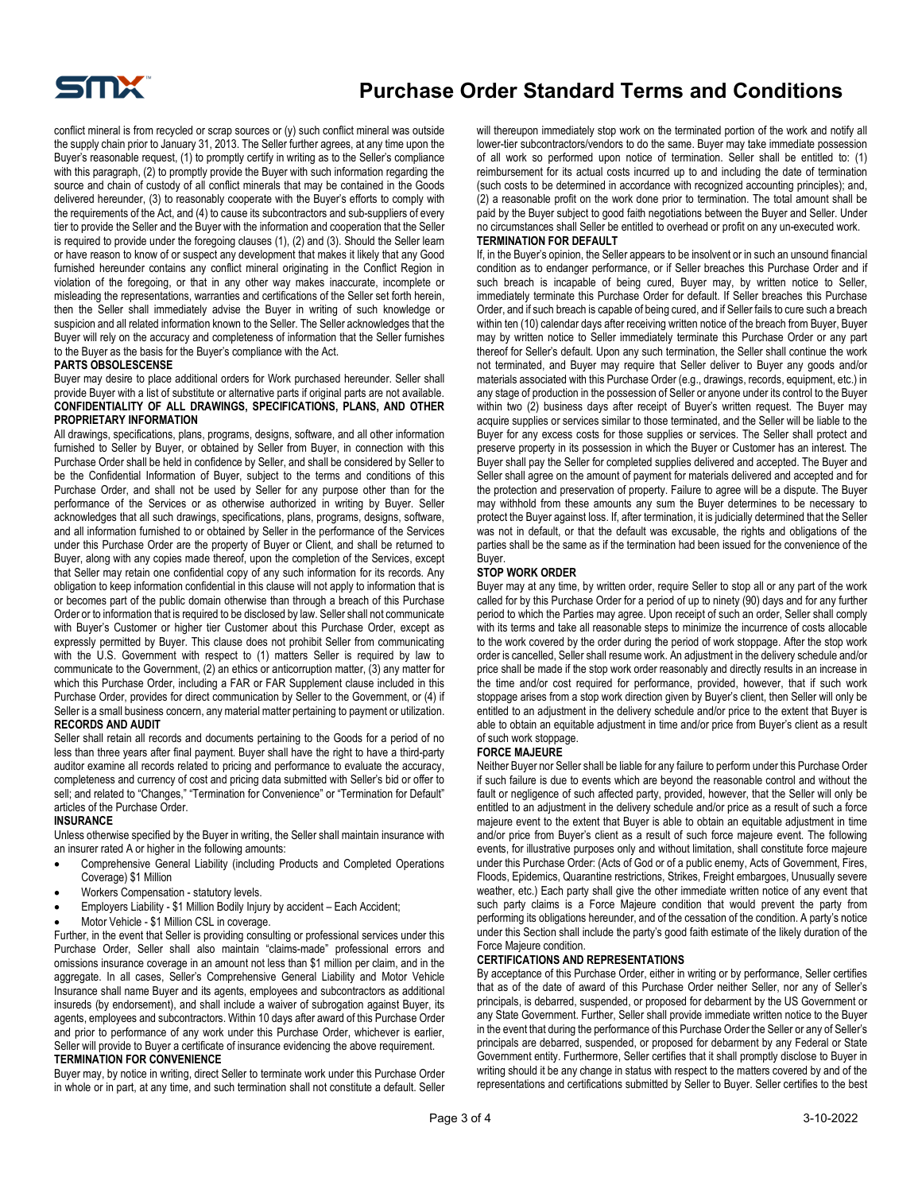conflict mineral is from recycled or scrap sources or (y) such conflict mineral was outside the supply chain prior to January 31, 2013. The Seller further agrees, at any time upon the Buyer's reasonable request, (1) to promptly certify in writing as to the Seller's compliance with this paragraph, (2) to promptly provide the Buyer with such information regarding the source and chain of custody of all conflict minerals that may be contained in the Goods delivered hereunder, (3) to reasonably cooperate with the Buyer's efforts to comply with the requirements of the Act, and (4) to cause its subcontractors and sub-suppliers of every tier to provide the Seller and the Buyer with the information and cooperation that the Seller is required to provide under the foregoing clauses (1), (2) and (3). Should the Seller learn or have reason to know of or suspect any development that makes it likely that any Good furnished hereunder contains any conflict mineral originating in the Conflict Region in violation of the foregoing, or that in any other way makes inaccurate, incomplete or misleading the representations, warranties and certifications of the Seller set forth herein, then the Seller shall immediately advise the Buyer in writing of such knowledge or suspicion and all related information known to the Seller. The Seller acknowledges that the Buyer will rely on the accuracy and completeness of information that the Seller furnishes to the Buyer as the basis for the Buyer's compliance with the Act.

**PARTS OBSOLESCENSE**

Buyer may desire to place additional orders for Work purchased hereunder. Seller shall provide Buyer with a list of substitute or alternative parts if original parts are not available.

**CONFIDENTIALITY OF ALL DRAWINGS, SPECIFICATIONS, PLANS, AND OTHER PROPRIETARY INFORMATION**

All drawings, specifications, plans, programs, designs, software, and all other information furnished to Seller by Buyer, or obtained by Seller from Buyer, in connection with this Purchase Order shall be held in confidence by Seller, and shall be considered by Seller to be the Confidential Information of Buyer, subject to the terms and conditions of this Purchase Order, and shall not be used by Seller for any purpose other than for the performance of the Services or as otherwise authorized in writing by Buyer. Seller acknowledges that all such drawings, specifications, plans, programs, designs, software, and all information furnished to or obtained by Seller in the performance of the Services under this Purchase Order are the property of Buyer or Client, and shall be returned to Buyer, along with any copies made thereof, upon the completion of the Services, except that Seller may retain one confidential copy of any such information for its records. Any obligation to keep information confidential in this clause will not apply to information that is or becomes part of the public domain otherwise than through a breach of this Purchase Order or to information that is required to be disclosed by law. Seller shall not communicate with Buyer's Customer or higher tier Customer about this Purchase Order, except as expressly permitted by Buyer. This clause does not prohibit Seller from communicating with the U.S. Government with respect to (1) matters Seller is required by law to communicate to the Government, (2) an ethics or anticorruption matter, (3) any matter for which this Purchase Order, including a FAR or FAR Supplement clause included in this Purchase Order, provides for direct communication by Seller to the Government, or (4) if Seller is a small business concern, any material matter pertaining to payment or utilization.

**RECORDS AND AUDIT**

Seller shall retain all records and documents pertaining to the Goods for a period of no less than three years after final payment. Buyer shall have the right to have a third-party auditor examine all records related to pricing and performance to evaluate the accuracy, completeness and currency of cost and pricing data submitted with Seller's bid or offer to sell; and related to "Changes," "Termination for Convenience" or "Termination for Default" articles of the Purchase Order.

**INSURANCE**

Unless otherwise specified by the Buyer in writing, the Seller shall maintain insurance with an insurer rated A or higher in the following amounts:

- Comprehensive General Liability (including Products and Completed Operations Coverage) $1 Million
- Workers Compensation - statutory levels.
- Employers Liability - $1 Million Bodily Injury by accident – Each Accident;
- Motor Vehicle - $1 Million CSL in coverage.

Further, in the event that Seller is providing consulting or professional services under this Purchase Order, Seller shall also maintain "claims-made" professional errors and omissions insurance coverage in an amount not less than $1 million per claim, and in the aggregate. In all cases, Seller's Comprehensive General Liability and Motor Vehicle Insurance shall name Buyer and its agents, employees and subcontractors as additional insureds (by endorsement), and shall include a waiver of subrogation against Buyer, its agents, employees and subcontractors. Within 10 days after award of this Purchase Order and prior to performance of any work under this Purchase Order, whichever is earlier, Seller will provide to Buyer a certificate of insurance evidencing the above requirement.

**TERMINATION FOR CONVENIENCE**

Buyer may, by notice in writing, direct Seller to terminate work under this Purchase Order in whole or in part, at any time, and such termination shall not constitute a default. Seller will thereupon immediately stop work on the terminated portion of the work and notify all lower-tier subcontractors/vendors to do the same. Buyer may take immediate possession of all work so performed upon notice of termination. Seller shall be entitled to: (1) reimbursement for its actual costs incurred up to and including the date of termination (such costs to be determined in accordance with recognized accounting principles); and, (2) a reasonable profit on the work done prior to termination. The total amount shall be paid by the Buyer subject to good faith negotiations between the Buyer and Seller. Under no circumstances shall Seller be entitled to overhead or profit on any un-executed work.

**TERMINATION FOR DEFAULT**

If, in the Buyer's opinion, the Seller appears to be insolvent or in such an unsound financial condition as to endanger performance, or if Seller breaches this Purchase Order and if such breach is incapable of being cured, Buyer may, by written notice to Seller, immediately terminate this Purchase Order for default. If Seller breaches this Purchase Order, and if such breach is capable of being cured, and if Seller fails to cure such a breach within ten (10) calendar days after receiving written notice of the breach from Buyer, Buyer may by written notice to Seller immediately terminate this Purchase Order or any part thereof for Seller's default. Upon any such termination, the Seller shall continue the work not terminated, and Buyer may require that Seller deliver to Buyer any goods and/or materials associated with this Purchase Order (e.g., drawings, records, equipment, etc.) in any stage of production in the possession of Seller or anyone under its control to the Buyer within two (2) business days after receipt of Buyer's written request. The Buyer may acquire supplies or services similar to those terminated, and the Seller will be liable to the Buyer for any excess costs for those supplies or services. The Seller shall protect and preserve property in its possession in which the Buyer or Customer has an interest. The Buyer shall pay the Seller for completed supplies delivered and accepted. The Buyer and Seller shall agree on the amount of payment for materials delivered and accepted and for the protection and preservation of property. Failure to agree will be a dispute. The Buyer may withhold from these amounts any sum the Buyer determines to be necessary to protect the Buyer against loss. If, after termination, it is judicially determined that the Seller was not in default, or that the default was excusable, the rights and obligations of the parties shall be the same as if the termination had been issued for the convenience of the Buyer.

**STOP WORK ORDER**

Buyer may at any time, by written order, require Seller to stop all or any part of the work called for by this Purchase Order for a period of up to ninety (90) days and for any further period to which the Parties may agree. Upon receipt of such an order, Seller shall comply with its terms and take all reasonable steps to minimize the incurrence of costs allocable to the work covered by the order during the period of work stoppage. After the stop work order is cancelled, Seller shall resume work. An adjustment in the delivery schedule and/or price shall be made if the stop work order reasonably and directly results in an increase in the time and/or cost required for performance, provided, however, that if such work stoppage arises from a stop work direction given by Buyer's client, then Seller will only be entitled to an adjustment in the delivery schedule and/or price to the extent that Buyer is able to obtain an equitable adjustment in time and/or price from Buyer's client as a result of such work stoppage.

**FORCE MAJEURE**

Neither Buyer nor Seller shall be liable for any failure to perform under this Purchase Order if such failure is due to events which are beyond the reasonable control and without the fault or negligence of such affected party, provided, however, that the Seller will only be entitled to an adjustment in the delivery schedule and/or price as a result of such a force majeure event to the extent that Buyer is able to obtain an equitable adjustment in time and/or price from Buyer's client as a result of such force majeure event. The following events, for illustrative purposes only and without limitation, shall constitute force majeure under this Purchase Order: (Acts of God or of a public enemy, Acts of Government, Fires, Floods, Epidemics, Quarantine restrictions, Strikes, Freight embargoes, Unusually severe weather, etc.) Each party shall give the other immediate written notice of any event that such party claims is a Force Majeure condition that would prevent the party from performing its obligations hereunder, and of the cessation of the condition. A party's notice under this Section shall include the party's good faith estimate of the likely duration of the Force Majeure condition.

**CERTIFICATIONS AND REPRESENTATIONS**

By acceptance of this Purchase Order, either in writing or by performance, Seller certifies that as of the date of award of this Purchase Order neither Seller, nor any of Seller's principals, is debarred, suspended, or proposed for debarment by the US Government or any State Government. Further, Seller shall provide immediate written notice to the Buyer in the event that during the performance of this Purchase Order the Seller or any of Seller's principals are debarred, suspended, or proposed for debarment by any Federal or State Government entity. Furthermore, Seller certifies that it shall promptly disclose to Buyer in writing should it be any change in status with respect to the matters covered by and of the representations and certifications submitted by Seller to Buyer. Seller certifies to the best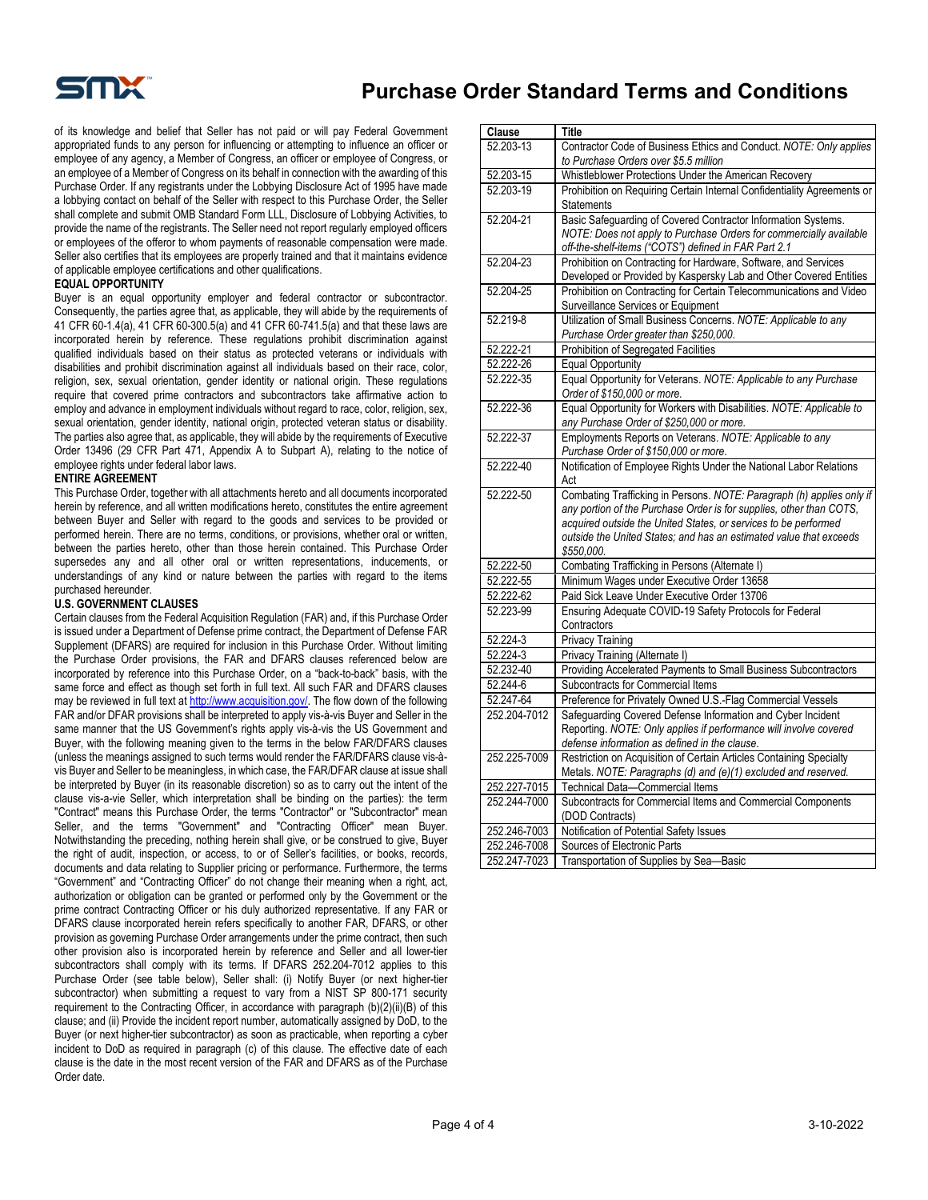of its knowledge and belief that Seller has not paid or will pay Federal Government appropriated funds to any person for influencing or attempting to influence an officer or employee of any agency, a Member of Congress, an officer or employee of Congress, or an employee of a Member of Congress on its behalf in connection with the awarding of this Purchase Order. If any registrants under the Lobbying Disclosure Act of 1995 have made a lobbying contact on behalf of the Seller with respect to this Purchase Order, the Seller shall complete and submit OMB Standard Form LLL, Disclosure of Lobbying Activities, to provide the name of the registrants. The Seller need not report regularly employed officers or employees of the offeror to whom payments of reasonable compensation were made. Seller also certifies that its employees are properly trained and that it maintains evidence of applicable employee certifications and other qualifications.

**EQUAL OPPORTUNITY**

Buyer is an equal opportunity employer and federal contractor or subcontractor. Consequently, the parties agree that, as applicable, they will abide by the requirements of 41 CFR 60-1.4(a), 41 CFR 60-300.5(a) and 41 CFR 60-741.5(a) and that these laws are incorporated herein by reference. These regulations prohibit discrimination against qualified individuals based on their status as protected veterans or individuals with disabilities and prohibit discrimination against all individuals based on their race, color, religion, sex, sexual orientation, gender identity or national origin. These regulations require that covered prime contractors and subcontractors take affirmative action to employ and advance in employment individuals without regard to race, color, religion, sex, sexual orientation, gender identity, national origin, protected veteran status or disability. The parties also agree that, as applicable, they will abide by the requirements of Executive Order 13496 (29 CFR Part 471, Appendix A to Subpart A), relating to the notice of employee rights under federal labor laws.

**ENTIRE AGREEMENT**

This Purchase Order, together with all attachments hereto and all documents incorporated herein by reference, and all written modifications hereto, constitutes the entire agreement between Buyer and Seller with regard to the goods and services to be provided or performed herein. There are no terms, conditions, or provisions, whether oral or written, between the parties hereto, other than those herein contained. This Purchase Order supersedes any and all other oral or written representations, inducements, or understandings of any kind or nature between the parties with regard to the items purchased hereunder.

**U.S. GOVERNMENT CLAUSES**

Certain clauses from the Federal Acquisition Regulation (FAR) and, if this Purchase Order is issued under a Department of Defense prime contract, the Department of Defense FAR Supplement (DFARS) are required for inclusion in this Purchase Order. Without limiting the Purchase Order provisions, the FAR and DFARS clauses referenced below are incorporated by reference into this Purchase Order, on a "back-to-back" basis, with the same force and effect as though set forth in full text. All such FAR and DFARS clauses may be reviewed in full text at http://www.acquisition.gov/. The flow down of the following FAR and/or DFAR provisions shall be interpreted to apply vis-à-vis Buyer and Seller in the same manner that the US Government's rights apply vis-à-vis the US Government and Buyer, with the following meaning given to the terms in the below FAR/DFARS clauses (unless the meanings assigned to such terms would render the FAR/DFARS clause vis-à-vis Buyer and Seller to be meaningless, in which case, the FAR/DFAR clause at issue shall be interpreted by Buyer (in its reasonable discretion) so as to carry out the intent of the clause vis-a-vie Seller, which interpretation shall be binding on the parties): the term "Contract" means this Purchase Order, the terms "Contractor" or "Subcontractor" mean Seller, and the terms "Government" and "Contracting Officer" mean Buyer. Notwithstanding the preceding, nothing herein shall give, or be construed to give, Buyer the right of audit, inspection, or access, to or of Seller's facilities, or books, records, documents and data relating to Supplier pricing or performance. Furthermore, the terms "Government" and "Contracting Officer" do not change their meaning when a right, act, authorization or obligation can be granted or performed only by the Government or the prime contract Contracting Officer or his duly authorized representative. If any FAR or DFARS clause incorporated herein refers specifically to another FAR, DFARS, or other provision as governing Purchase Order arrangements under the prime contract, then such other provision also is incorporated herein by reference and Seller and all lower-tier subcontractors shall comply with its terms. If DFARS 252.204-7012 applies to this Purchase Order (see table below), Seller shall: (i) Notify Buyer (or next higher-tier subcontractor) when submitting a request to vary from a NIST SP 800-171 security requirement to the Contracting Officer, in accordance with paragraph (b)(2)(ii)(B) of this clause; and (ii) Provide the incident report number, automatically assigned by DoD, to the Buyer (or next higher-tier subcontractor) as soon as practicable, when reporting a cyber incident to DoD as required in paragraph (c) of this clause. The effective date of each clause is the date in the most recent version of the FAR and DFARS as of the Purchase Order date.

| Clause | Title |
|---|---|
| 52.203-13 | Contractor Code of Business Ethics and Conduct. *NOTE: Only applies to Purchase Orders over $5.5 million* |
| 52.203-15 | Whistleblower Protections Under the American Recovery |
| 52.203-19 | Prohibition on Requiring Certain Internal Confidentiality Agreements or Statements |
| 52.204-21 | Basic Safeguarding of Covered Contractor Information Systems. *NOTE: Does not apply to Purchase Orders for commercially available off-the-shelf-items ("COTS") defined in FAR Part 2.1* |
| 52.204-23 | Prohibition on Contracting for Hardware, Software, and Services Developed or Provided by Kaspersky Lab and Other Covered Entities |
| 52.204-25 | Prohibition on Contracting for Certain Telecommunications and Video Surveillance Services or Equipment |
| 52.219-8 | Utilization of Small Business Concerns. *NOTE: Applicable to any Purchase Order greater than $250,000.* |
| 52.222-21 | Prohibition of Segregated Facilities |
| 52.222-26 | Equal Opportunity |
| 52.222-35 | Equal Opportunity for Veterans. *NOTE: Applicable to any Purchase Order of $150,000 or more.* |
| 52.222-36 | Equal Opportunity for Workers with Disabilities. *NOTE: Applicable to any Purchase Order of $250,000 or more.* |
| 52.222-37 | Employments Reports on Veterans. *NOTE: Applicable to any Purchase Order of $150,000 or more.* |
| 52.222-40 | Notification of Employee Rights Under the National Labor Relations Act |
| 52.222-50 | Combating Trafficking in Persons. *NOTE: Paragraph (h) applies only if any portion of the Purchase Order is for supplies, other than COTS, acquired outside the United States, or services to be performed outside the United States; and has an estimated value that exceeds $550,000.* |
| 52.222-50 | Combating Trafficking in Persons (Alternate I) |
| 52.222-55 | Minimum Wages under Executive Order 13658 |
| 52.222-62 | Paid Sick Leave Under Executive Order 13706 |
| 52.223-99 | Ensuring Adequate COVID-19 Safety Protocols for Federal Contractors |
| 52.224-3 | Privacy Training |
| 52.224-3 | Privacy Training (Alternate I) |
| 52.232-40 | Providing Accelerated Payments to Small Business Subcontractors |
| 52.244-6 | Subcontracts for Commercial Items |
| 52.247-64 | Preference for Privately Owned U.S.-Flag Commercial Vessels |
| 252.204-7012 | Safeguarding Covered Defense Information and Cyber Incident Reporting. *NOTE: Only applies if performance will involve covered defense information as defined in the clause.* |
| 252.225-7009 | Restriction on Acquisition of Certain Articles Containing Specialty Metals. *NOTE: Paragraphs (d) and (e)(1) excluded and reserved.* |
| 252.227-7015 | Technical Data—Commercial Items |
| 252.244-7000 | Subcontracts for Commercial Items and Commercial Components (DOD Contracts) |
| 252.246-7003 | Notification of Potential Safety Issues |
| 252.246-7008 | Sources of Electronic Parts |
| 252.247-7023 | Transportation of Supplies by Sea—Basic |